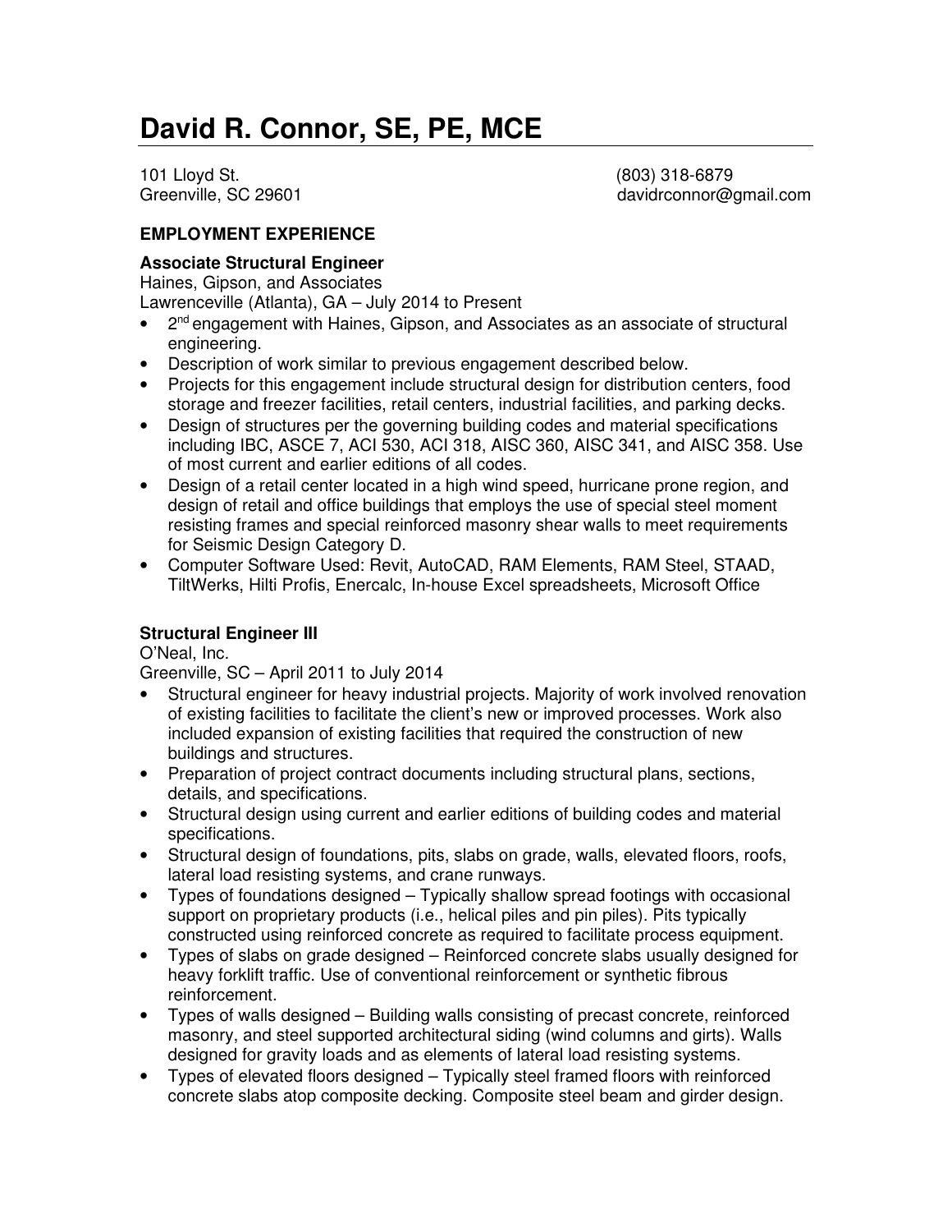# David R. Connor, SE, PE, MCE

101 Lloyd St.
Greenville, SC 29601

(803) 318-6879
davidrconnor@gmail.com

## EMPLOYMENT EXPERIENCE

### Associate Structural Engineer

Haines, Gipson, and Associates
Lawrenceville (Atlanta), GA – July 2014 to Present

- 2nd engagement with Haines, Gipson, and Associates as an associate of structural engineering.
- Description of work similar to previous engagement described below.
- Projects for this engagement include structural design for distribution centers, food storage and freezer facilities, retail centers, industrial facilities, and parking decks.
- Design of structures per the governing building codes and material specifications including IBC, ASCE 7, ACI 530, ACI 318, AISC 360, AISC 341, and AISC 358. Use of most current and earlier editions of all codes.
- Design of a retail center located in a high wind speed, hurricane prone region, and design of retail and office buildings that employs the use of special steel moment resisting frames and special reinforced masonry shear walls to meet requirements for Seismic Design Category D.
- Computer Software Used: Revit, AutoCAD, RAM Elements, RAM Steel, STAAD, TiltWerks, Hilti Profis, Enercalc, In-house Excel spreadsheets, Microsoft Office

### Structural Engineer III

O'Neal, Inc.
Greenville, SC – April 2011 to July 2014

- Structural engineer for heavy industrial projects. Majority of work involved renovation of existing facilities to facilitate the client's new or improved processes. Work also included expansion of existing facilities that required the construction of new buildings and structures.
- Preparation of project contract documents including structural plans, sections, details, and specifications.
- Structural design using current and earlier editions of building codes and material specifications.
- Structural design of foundations, pits, slabs on grade, walls, elevated floors, roofs, lateral load resisting systems, and crane runways.
- Types of foundations designed – Typically shallow spread footings with occasional support on proprietary products (i.e., helical piles and pin piles). Pits typically constructed using reinforced concrete as required to facilitate process equipment.
- Types of slabs on grade designed – Reinforced concrete slabs usually designed for heavy forklift traffic. Use of conventional reinforcement or synthetic fibrous reinforcement.
- Types of walls designed – Building walls consisting of precast concrete, reinforced masonry, and steel supported architectural siding (wind columns and girts). Walls designed for gravity loads and as elements of lateral load resisting systems.
- Types of elevated floors designed – Typically steel framed floors with reinforced concrete slabs atop composite decking. Composite steel beam and girder design.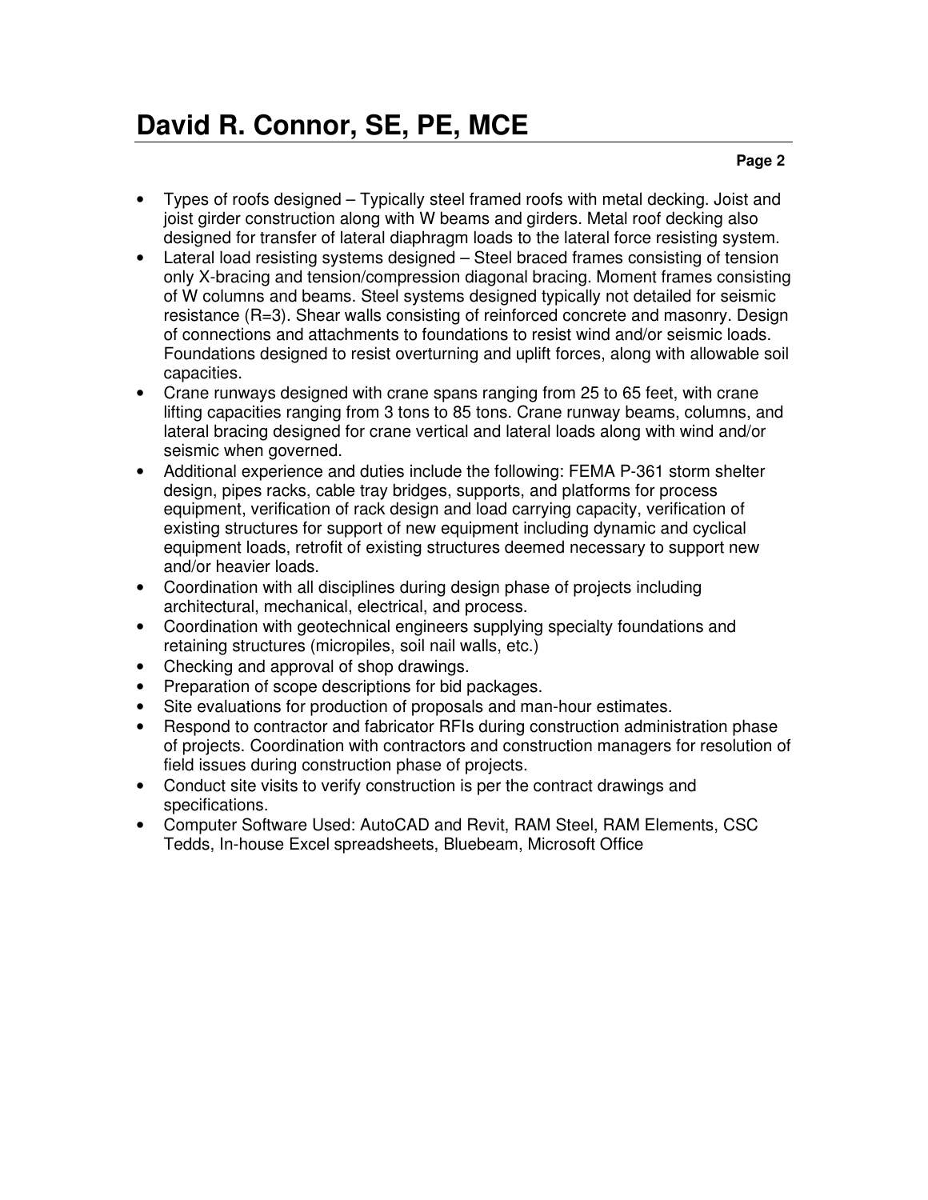- Types of roofs designed – Typically steel framed roofs with metal decking. Joist and joist girder construction along with W beams and girders. Metal roof decking also designed for transfer of lateral diaphragm loads to the lateral force resisting system.
- Lateral load resisting systems designed – Steel braced frames consisting of tension only X-bracing and tension/compression diagonal bracing. Moment frames consisting of W columns and beams. Steel systems designed typically not detailed for seismic resistance (R=3). Shear walls consisting of reinforced concrete and masonry. Design of connections and attachments to foundations to resist wind and/or seismic loads. Foundations designed to resist overturning and uplift forces, along with allowable soil capacities.
- Crane runways designed with crane spans ranging from 25 to 65 feet, with crane lifting capacities ranging from 3 tons to 85 tons. Crane runway beams, columns, and lateral bracing designed for crane vertical and lateral loads along with wind and/or seismic when governed.
- Additional experience and duties include the following: FEMA P-361 storm shelter design, pipes racks, cable tray bridges, supports, and platforms for process equipment, verification of rack design and load carrying capacity, verification of existing structures for support of new equipment including dynamic and cyclical equipment loads, retrofit of existing structures deemed necessary to support new and/or heavier loads.
- Coordination with all disciplines during design phase of projects including architectural, mechanical, electrical, and process.
- Coordination with geotechnical engineers supplying specialty foundations and retaining structures (micropiles, soil nail walls, etc.)
- Checking and approval of shop drawings.
- Preparation of scope descriptions for bid packages.
- Site evaluations for production of proposals and man-hour estimates.
- Respond to contractor and fabricator RFIs during construction administration phase of projects. Coordination with contractors and construction managers for resolution of field issues during construction phase of projects.
- Conduct site visits to verify construction is per the contract drawings and specifications.
- Computer Software Used: AutoCAD and Revit, RAM Steel, RAM Elements, CSC Tedds, In-house Excel spreadsheets, Bluebeam, Microsoft Office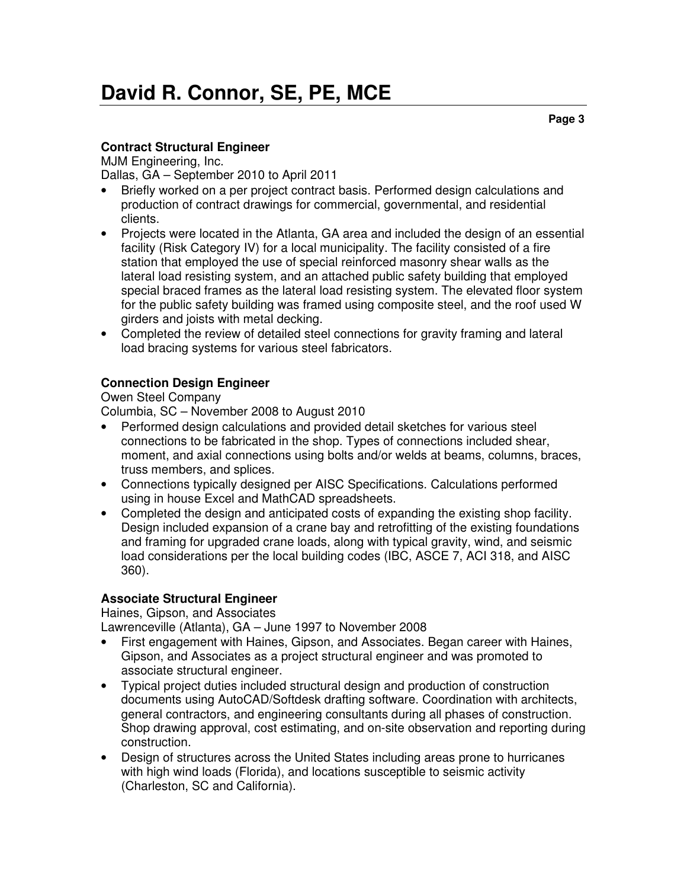### Contract Structural Engineer

MJM Engineering, Inc.
Dallas, GA – September 2010 to April 2011

- Briefly worked on a per project contract basis. Performed design calculations and production of contract drawings for commercial, governmental, and residential clients.
- Projects were located in the Atlanta, GA area and included the design of an essential facility (Risk Category IV) for a local municipality. The facility consisted of a fire station that employed the use of special reinforced masonry shear walls as the lateral load resisting system, and an attached public safety building that employed special braced frames as the lateral load resisting system. The elevated floor system for the public safety building was framed using composite steel, and the roof used W girders and joists with metal decking.
- Completed the review of detailed steel connections for gravity framing and lateral load bracing systems for various steel fabricators.

### Connection Design Engineer

Owen Steel Company
Columbia, SC – November 2008 to August 2010

- Performed design calculations and provided detail sketches for various steel connections to be fabricated in the shop. Types of connections included shear, moment, and axial connections using bolts and/or welds at beams, columns, braces, truss members, and splices.
- Connections typically designed per AISC Specifications. Calculations performed using in house Excel and MathCAD spreadsheets.
- Completed the design and anticipated costs of expanding the existing shop facility. Design included expansion of a crane bay and retrofitting of the existing foundations and framing for upgraded crane loads, along with typical gravity, wind, and seismic load considerations per the local building codes (IBC, ASCE 7, ACI 318, and AISC 360).

### Associate Structural Engineer

Haines, Gipson, and Associates
Lawrenceville (Atlanta), GA – June 1997 to November 2008

- First engagement with Haines, Gipson, and Associates. Began career with Haines, Gipson, and Associates as a project structural engineer and was promoted to associate structural engineer.
- Typical project duties included structural design and production of construction documents using AutoCAD/Softdesk drafting software. Coordination with architects, general contractors, and engineering consultants during all phases of construction. Shop drawing approval, cost estimating, and on-site observation and reporting during construction.
- Design of structures across the United States including areas prone to hurricanes with high wind loads (Florida), and locations susceptible to seismic activity (Charleston, SC and California).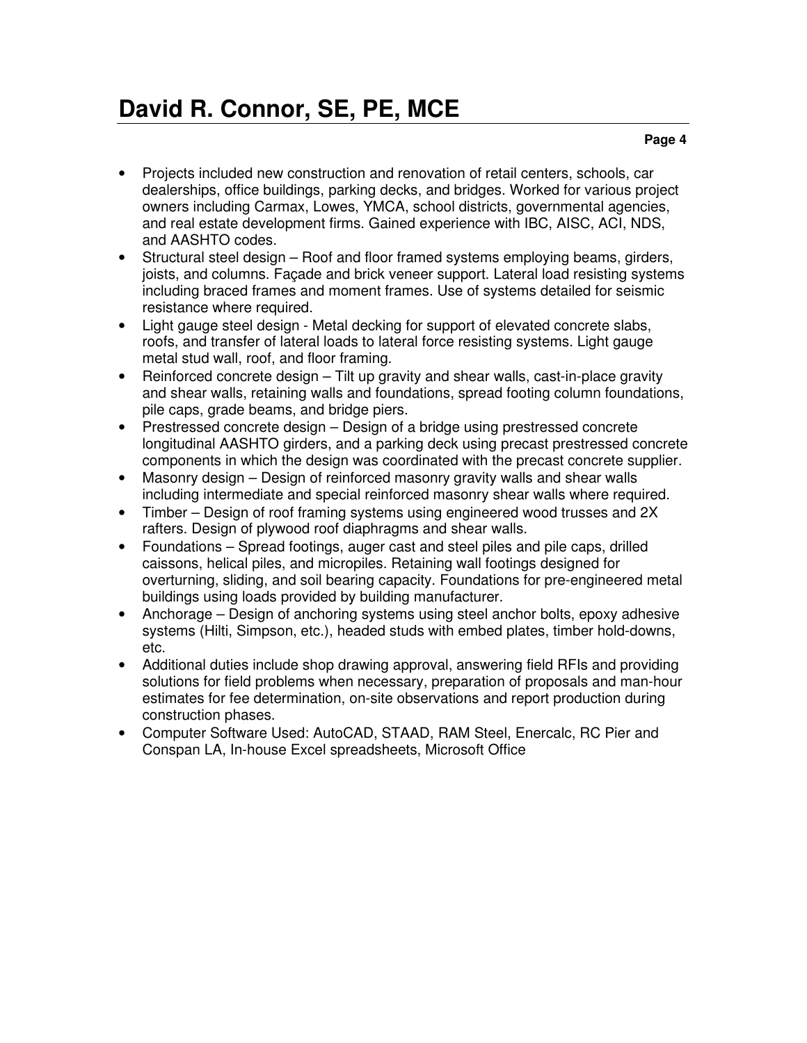- Projects included new construction and renovation of retail centers, schools, car dealerships, office buildings, parking decks, and bridges. Worked for various project owners including Carmax, Lowes, YMCA, school districts, governmental agencies, and real estate development firms. Gained experience with IBC, AISC, ACI, NDS, and AASHTO codes.
- Structural steel design – Roof and floor framed systems employing beams, girders, joists, and columns. Façade and brick veneer support. Lateral load resisting systems including braced frames and moment frames. Use of systems detailed for seismic resistance where required.
- Light gauge steel design - Metal decking for support of elevated concrete slabs, roofs, and transfer of lateral loads to lateral force resisting systems. Light gauge metal stud wall, roof, and floor framing.
- Reinforced concrete design – Tilt up gravity and shear walls, cast-in-place gravity and shear walls, retaining walls and foundations, spread footing column foundations, pile caps, grade beams, and bridge piers.
- Prestressed concrete design – Design of a bridge using prestressed concrete longitudinal AASHTO girders, and a parking deck using precast prestressed concrete components in which the design was coordinated with the precast concrete supplier.
- Masonry design – Design of reinforced masonry gravity walls and shear walls including intermediate and special reinforced masonry shear walls where required.
- Timber – Design of roof framing systems using engineered wood trusses and 2X rafters. Design of plywood roof diaphragms and shear walls.
- Foundations – Spread footings, auger cast and steel piles and pile caps, drilled caissons, helical piles, and micropiles. Retaining wall footings designed for overturning, sliding, and soil bearing capacity. Foundations for pre-engineered metal buildings using loads provided by building manufacturer.
- Anchorage – Design of anchoring systems using steel anchor bolts, epoxy adhesive systems (Hilti, Simpson, etc.), headed studs with embed plates, timber hold-downs, etc.
- Additional duties include shop drawing approval, answering field RFIs and providing solutions for field problems when necessary, preparation of proposals and man-hour estimates for fee determination, on-site observations and report production during construction phases.
- Computer Software Used: AutoCAD, STAAD, RAM Steel, Enercalc, RC Pier and Conspan LA, In-house Excel spreadsheets, Microsoft Office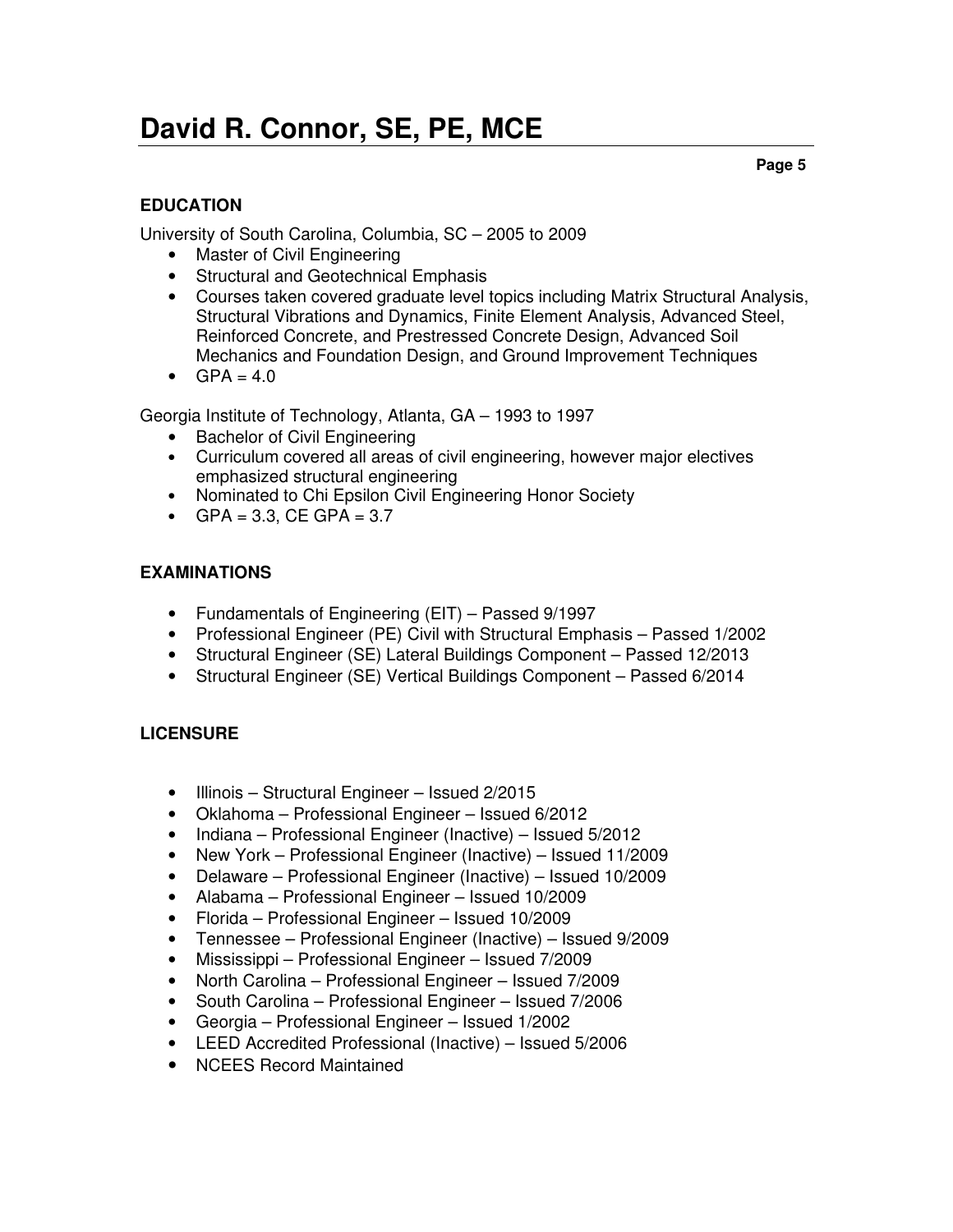## EDUCATION

University of South Carolina, Columbia, SC – 2005 to 2009

- Master of Civil Engineering
- Structural and Geotechnical Emphasis
- Courses taken covered graduate level topics including Matrix Structural Analysis, Structural Vibrations and Dynamics, Finite Element Analysis, Advanced Steel, Reinforced Concrete, and Prestressed Concrete Design, Advanced Soil Mechanics and Foundation Design, and Ground Improvement Techniques
- GPA = 4.0

Georgia Institute of Technology, Atlanta, GA – 1993 to 1997

- Bachelor of Civil Engineering
- Curriculum covered all areas of civil engineering, however major electives emphasized structural engineering
- Nominated to Chi Epsilon Civil Engineering Honor Society
- GPA = 3.3, CE GPA = 3.7

## EXAMINATIONS

- Fundamentals of Engineering (EIT) – Passed 9/1997
- Professional Engineer (PE) Civil with Structural Emphasis – Passed 1/2002
- Structural Engineer (SE) Lateral Buildings Component – Passed 12/2013
- Structural Engineer (SE) Vertical Buildings Component – Passed 6/2014

## LICENSURE

- Illinois – Structural Engineer – Issued 2/2015
- Oklahoma – Professional Engineer – Issued 6/2012
- Indiana – Professional Engineer (Inactive) – Issued 5/2012
- New York – Professional Engineer (Inactive) – Issued 11/2009
- Delaware – Professional Engineer (Inactive) – Issued 10/2009
- Alabama – Professional Engineer – Issued 10/2009
- Florida – Professional Engineer – Issued 10/2009
- Tennessee – Professional Engineer (Inactive) – Issued 9/2009
- Mississippi – Professional Engineer – Issued 7/2009
- North Carolina – Professional Engineer – Issued 7/2009
- South Carolina – Professional Engineer – Issued 7/2006
- Georgia – Professional Engineer – Issued 1/2002
- LEED Accredited Professional (Inactive) – Issued 5/2006
- NCEES Record Maintained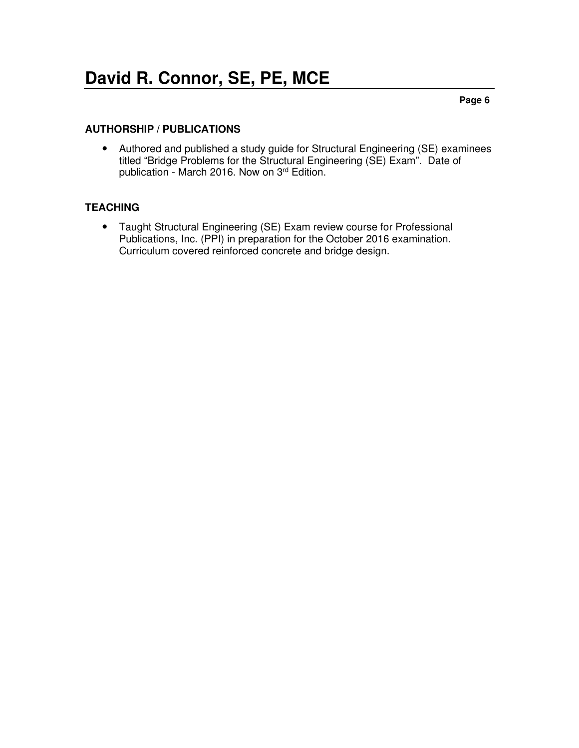## AUTHORSHIP / PUBLICATIONS

- Authored and published a study guide for Structural Engineering (SE) examinees titled “Bridge Problems for the Structural Engineering (SE) Exam”. Date of publication - March 2016. Now on 3rd Edition.

## TEACHING

- Taught Structural Engineering (SE) Exam review course for Professional Publications, Inc. (PPI) in preparation for the October 2016 examination. Curriculum covered reinforced concrete and bridge design.